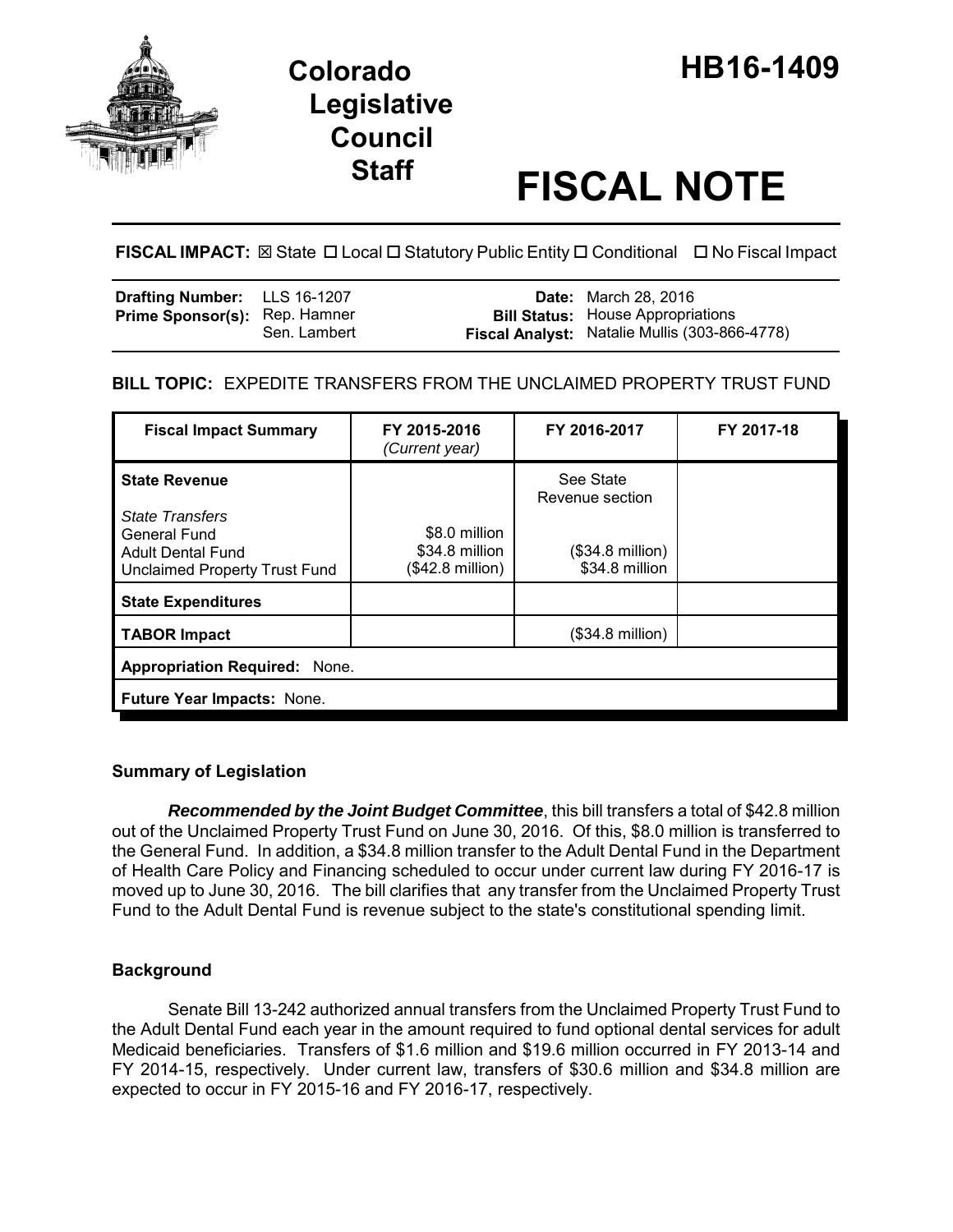# Colorado Legislative Council Staff

# HB16-1409

# FISCAL NOTE

**FISCAL IMPACT:** ☒ State ☐ Local ☐ Statutory Public Entity ☐ Conditional ☐ No Fiscal Impact

| | | | |
|---|---|---|---|
| **Drafting Number:** | LLS 16-1207 | **Date:** | March 28, 2016 |
| **Prime Sponsor(s):** | Rep. Hamner<br>Sen. Lambert | **Bill Status:** | House Appropriations |
| | | **Fiscal Analyst:** | Natalie Mullis (303-866-4778) |

**BILL TOPIC:** EXPEDITE TRANSFERS FROM THE UNCLAIMED PROPERTY TRUST FUND

| Fiscal Impact Summary | FY 2015-2016 *(Current year)* | FY 2016-2017 | FY 2017-18 |
|---|---|---|---|
| **State Revenue** | | See State Revenue section | |
| *State Transfers* | | | |
| General Fund | $8.0 million | | |
| Adult Dental Fund | $34.8 million | ($34.8 million) | |
| Unclaimed Property Trust Fund | ($42.8 million) | $34.8 million | |
| **State Expenditures** | | | |
| **TABOR Impact** | | ($34.8 million) | |
| **Appropriation Required:** None. | | | |
| **Future Year Impacts:** None. | | | |

### Summary of Legislation

***Recommended by the Joint Budget Committee***, this bill transfers a total of $42.8 million out of the Unclaimed Property Trust Fund on June 30, 2016. Of this, $8.0 million is transferred to the General Fund. In addition, a $34.8 million transfer to the Adult Dental Fund in the Department of Health Care Policy and Financing scheduled to occur under current law during FY 2016-17 is moved up to June 30, 2016. The bill clarifies that any transfer from the Unclaimed Property Trust Fund to the Adult Dental Fund is revenue subject to the state's constitutional spending limit.

### Background

Senate Bill 13-242 authorized annual transfers from the Unclaimed Property Trust Fund to the Adult Dental Fund each year in the amount required to fund optional dental services for adult Medicaid beneficiaries. Transfers of $1.6 million and $19.6 million occurred in FY 2013-14 and FY 2014-15, respectively. Under current law, transfers of $30.6 million and $34.8 million are expected to occur in FY 2015-16 and FY 2016-17, respectively.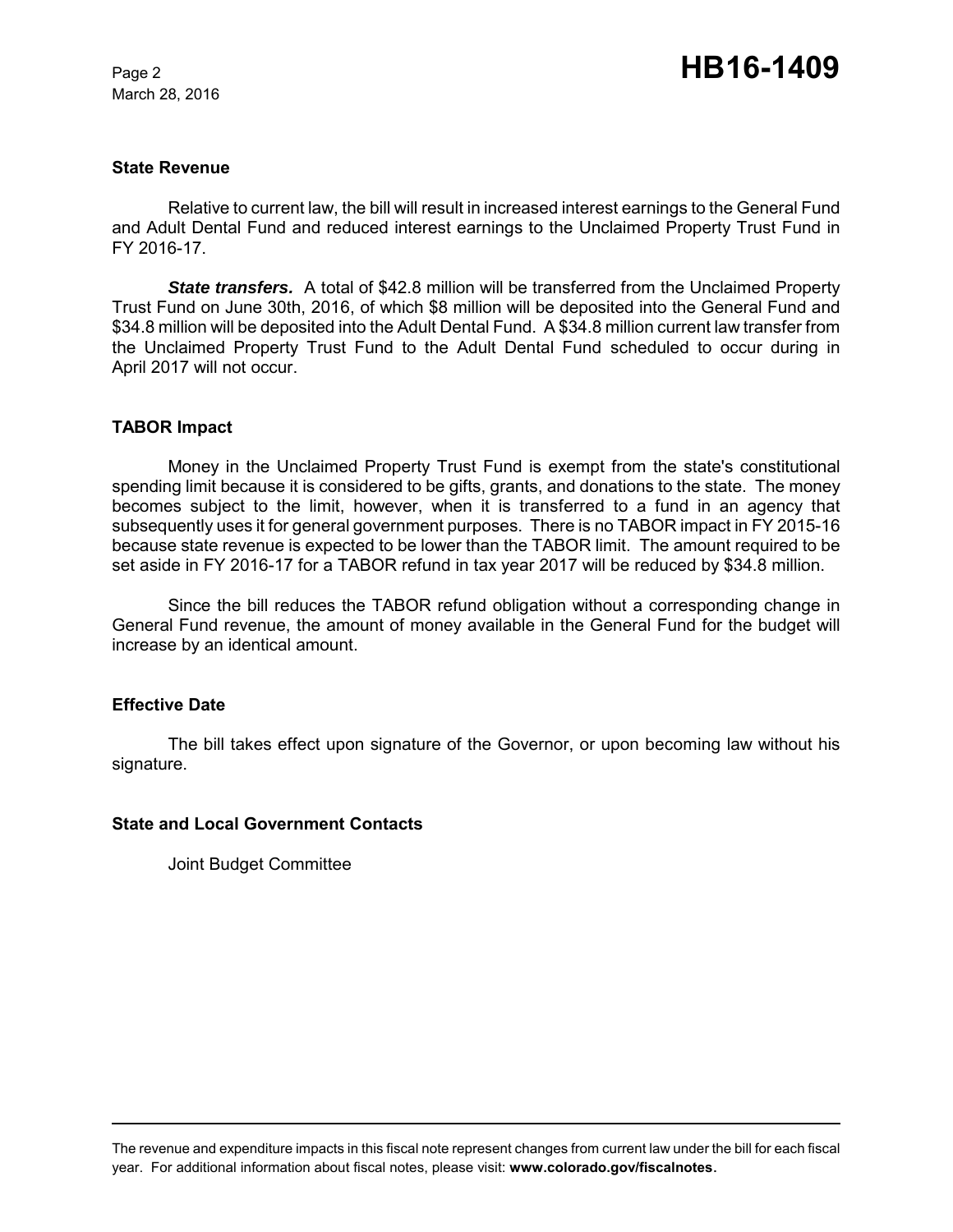### State Revenue

Relative to current law, the bill will result in increased interest earnings to the General Fund and Adult Dental Fund and reduced interest earnings to the Unclaimed Property Trust Fund in FY 2016-17.

***State transfers.*** A total of $42.8 million will be transferred from the Unclaimed Property Trust Fund on June 30th, 2016, of which $8 million will be deposited into the General Fund and $34.8 million will be deposited into the Adult Dental Fund. A $34.8 million current law transfer from the Unclaimed Property Trust Fund to the Adult Dental Fund scheduled to occur during in April 2017 will not occur.

### TABOR Impact

Money in the Unclaimed Property Trust Fund is exempt from the state's constitutional spending limit because it is considered to be gifts, grants, and donations to the state. The money becomes subject to the limit, however, when it is transferred to a fund in an agency that subsequently uses it for general government purposes. There is no TABOR impact in FY 2015-16 because state revenue is expected to be lower than the TABOR limit. The amount required to be set aside in FY 2016-17 for a TABOR refund in tax year 2017 will be reduced by $34.8 million.

Since the bill reduces the TABOR refund obligation without a corresponding change in General Fund revenue, the amount of money available in the General Fund for the budget will increase by an identical amount.

### Effective Date

The bill takes effect upon signature of the Governor, or upon becoming law without his signature.

### State and Local Government Contacts

Joint Budget Committee

The revenue and expenditure impacts in this fiscal note represent changes from current law under the bill for each fiscal year. For additional information about fiscal notes, please visit: **www.colorado.gov/fiscalnotes.**